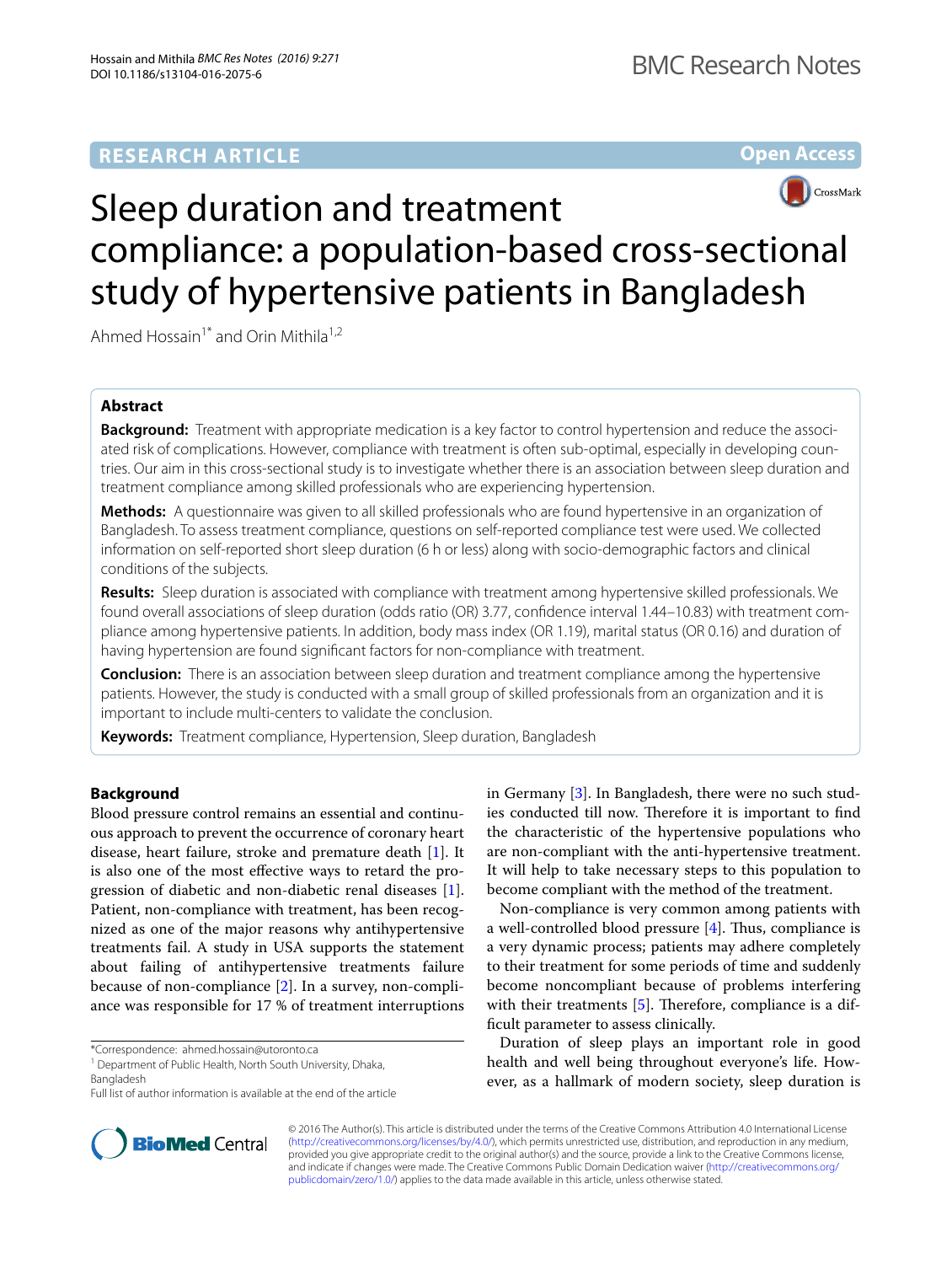RESEARCH ARTICLE

Open Access

# Sleep duration and treatment compliance: a population-based cross-sectional study of hypertensive patients in Bangladesh

Ahmed Hossain[1*] and Orin Mithila[1,2]

## Abstract

**Background:** Treatment with appropriate medication is a key factor to control hypertension and reduce the associated risk of complications. However, compliance with treatment is often sub-optimal, especially in developing countries. Our aim in this cross-sectional study is to investigate whether there is an association between sleep duration and treatment compliance among skilled professionals who are experiencing hypertension.

**Methods:** A questionnaire was given to all skilled professionals who are found hypertensive in an organization of Bangladesh. To assess treatment compliance, questions on self-reported compliance test were used. We collected information on self-reported short sleep duration (6 h or less) along with socio-demographic factors and clinical conditions of the subjects.

**Results:** Sleep duration is associated with compliance with treatment among hypertensive skilled professionals. We found overall associations of sleep duration (odds ratio (OR) 3.77, confidence interval 1.44–10.83) with treatment compliance among hypertensive patients. In addition, body mass index (OR 1.19), marital status (OR 0.16) and duration of having hypertension are found significant factors for non-compliance with treatment.

**Conclusion:** There is an association between sleep duration and treatment compliance among the hypertensive patients. However, the study is conducted with a small group of skilled professionals from an organization and it is important to include multi-centers to validate the conclusion.

**Keywords:** Treatment compliance, Hypertension, Sleep duration, Bangladesh

## Background

Blood pressure control remains an essential and continuous approach to prevent the occurrence of coronary heart disease, heart failure, stroke and premature death [1]. It is also one of the most effective ways to retard the progression of diabetic and non-diabetic renal diseases [1]. Patient, non-compliance with treatment, has been recognized as one of the major reasons why antihypertensive treatments fail. A study in USA supports the statement about failing of antihypertensive treatments failure because of non-compliance [2]. In a survey, non-compliance was responsible for 17 % of treatment interruptions in Germany [3]. In Bangladesh, there were no such studies conducted till now. Therefore it is important to find the characteristic of the hypertensive populations who are non-compliant with the anti-hypertensive treatment. It will help to take necessary steps to this population to become compliant with the method of the treatment.

Non-compliance is very common among patients with a well-controlled blood pressure [4]. Thus, compliance is a very dynamic process; patients may adhere completely to their treatment for some periods of time and suddenly become noncompliant because of problems interfering with their treatments [5]. Therefore, compliance is a difficult parameter to assess clinically.

Duration of sleep plays an important role in good health and well being throughout everyone's life. However, as a hallmark of modern society, sleep duration is

*Correspondence: ahmed.hossain@utoronto.ca

[1] Department of Public Health, North South University, Dhaka, Bangladesh

Full list of author information is available at the end of the article

© 2016 The Author(s). This article is distributed under the terms of the Creative Commons Attribution 4.0 International License (http://creativecommons.org/licenses/by/4.0/), which permits unrestricted use, distribution, and reproduction in any medium, provided you give appropriate credit to the original author(s) and the source, provide a link to the Creative Commons license, and indicate if changes were made. The Creative Commons Public Domain Dedication waiver (http://creativecommons.org/publicdomain/zero/1.0/) applies to the data made available in this article, unless otherwise stated.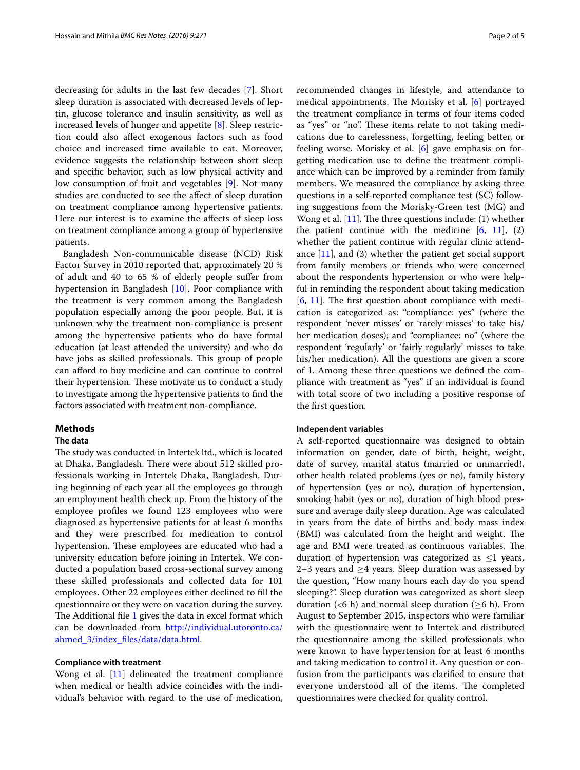decreasing for adults in the last few decades [7]. Short sleep duration is associated with decreased levels of leptin, glucose tolerance and insulin sensitivity, as well as increased levels of hunger and appetite [8]. Sleep restriction could also affect exogenous factors such as food choice and increased time available to eat. Moreover, evidence suggests the relationship between short sleep and specific behavior, such as low physical activity and low consumption of fruit and vegetables [9]. Not many studies are conducted to see the affect of sleep duration on treatment compliance among hypertensive patients. Here our interest is to examine the affects of sleep loss on treatment compliance among a group of hypertensive patients.

Bangladesh Non-communicable disease (NCD) Risk Factor Survey in 2010 reported that, approximately 20 % of adult and 40 to 65 % of elderly people suffer from hypertension in Bangladesh [10]. Poor compliance with the treatment is very common among the Bangladesh population especially among the poor people. But, it is unknown why the treatment non-compliance is present among the hypertensive patients who do have formal education (at least attended the university) and who do have jobs as skilled professionals. This group of people can afford to buy medicine and can continue to control their hypertension. These motivate us to conduct a study to investigate among the hypertensive patients to find the factors associated with treatment non-compliance.

## Methods

### The data

The study was conducted in Intertek ltd., which is located at Dhaka, Bangladesh. There were about 512 skilled professionals working in Intertek Dhaka, Bangladesh. During beginning of each year all the employees go through an employment health check up. From the history of the employee profiles we found 123 employees who were diagnosed as hypertensive patients for at least 6 months and they were prescribed for medication to control hypertension. These employees are educated who had a university education before joining in Intertek. We conducted a population based cross-sectional survey among these skilled professionals and collected data for 101 employees. Other 22 employees either declined to fill the questionnaire or they were on vacation during the survey. The Additional file 1 gives the data in excel format which can be downloaded from http://individual.utoronto.ca/ahmed_3/index_files/data/data.html.

### Compliance with treatment

Wong et al. [11] delineated the treatment compliance when medical or health advice coincides with the individual's behavior with regard to the use of medication, recommended changes in lifestyle, and attendance to medical appointments. The Morisky et al. [6] portrayed the treatment compliance in terms of four items coded as "yes" or "no". These items relate to not taking medications due to carelessness, forgetting, feeling better, or feeling worse. Morisky et al. [6] gave emphasis on forgetting medication use to define the treatment compliance which can be improved by a reminder from family members. We measured the compliance by asking three questions in a self-reported compliance test (SC) following suggestions from the Morisky-Green test (MG) and Wong et al. [11]. The three questions include: (1) whether the patient continue with the medicine [6, 11], (2) whether the patient continue with regular clinic attendance [11], and (3) whether the patient get social support from family members or friends who were concerned about the respondents hypertension or who were helpful in reminding the respondent about taking medication [6, 11]. The first question about compliance with medication is categorized as: "compliance: yes" (where the respondent 'never misses' or 'rarely misses' to take his/her medication doses); and "compliance: no" (where the respondent 'regularly' or 'fairly regularly' misses to take his/her medication). All the questions are given a score of 1. Among these three questions we defined the compliance with treatment as "yes" if an individual is found with total score of two including a positive response of the first question.

### Independent variables

A self-reported questionnaire was designed to obtain information on gender, date of birth, height, weight, date of survey, marital status (married or unmarried), other health related problems (yes or no), family history of hypertension (yes or no), duration of hypertension, smoking habit (yes or no), duration of high blood pressure and average daily sleep duration. Age was calculated in years from the date of births and body mass index (BMI) was calculated from the height and weight. The age and BMI were treated as continuous variables. The duration of hypertension was categorized as $\leq$1 years, 2–3 years and $\geq$4 years. Sleep duration was assessed by the question, "How many hours each day do you spend sleeping?". Sleep duration was categorized as short sleep duration (<6 h) and normal sleep duration ($\geq$6 h). From August to September 2015, inspectors who were familiar with the questionnaire went to Intertek and distributed the questionnaire among the skilled professionals who were known to have hypertension for at least 6 months and taking medication to control it. Any question or confusion from the participants was clarified to ensure that everyone understood all of the items. The completed questionnaires were checked for quality control.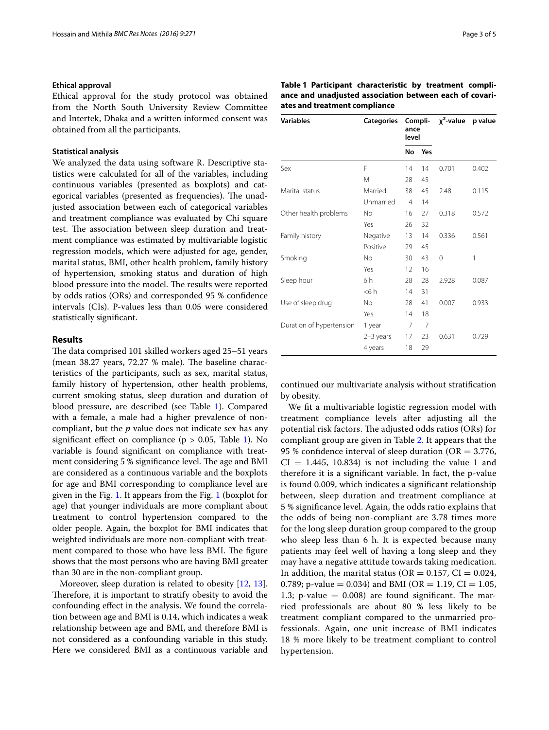### Ethical approval

Ethical approval for the study protocol was obtained from the North South University Review Committee and Intertek, Dhaka and a written informed consent was obtained from all the participants.

### Statistical analysis

We analyzed the data using software R. Descriptive statistics were calculated for all of the variables, including continuous variables (presented as boxplots) and categorical variables (presented as frequencies). The unadjusted association between each of categorical variables and treatment compliance was evaluated by Chi square test. The association between sleep duration and treatment compliance was estimated by multivariable logistic regression models, which were adjusted for age, gender, marital status, BMI, other health problem, family history of hypertension, smoking status and duration of high blood pressure into the model. The results were reported by odds ratios (ORs) and corresponded 95 % confidence intervals (CIs). P-values less than 0.05 were considered statistically significant.

## Results

The data comprised 101 skilled workers aged 25–51 years (mean 38.27 years, 72.27 % male). The baseline characteristics of the participants, such as sex, marital status, family history of hypertension, other health problems, current smoking status, sleep duration and duration of blood pressure, are described (see Table 1). Compared with a female, a male had a higher prevalence of non-compliant, but the *p* value does not indicate sex has any significant effect on compliance ($p > 0.05$, Table 1). No variable is found significant on compliance with treatment considering 5 % significance level. The age and BMI are considered as a continuous variable and the boxplots for age and BMI corresponding to compliance level are given in the Fig. 1. It appears from the Fig. 1 (boxplot for age) that younger individuals are more compliant about treatment to control hypertension compared to the older people. Again, the boxplot for BMI indicates that weighted individuals are more non-compliant with treatment compared to those who have less BMI. The figure shows that the most persons who are having BMI greater than 30 are in the non-compliant group.

Moreover, sleep duration is related to obesity [12, 13]. Therefore, it is important to stratify obesity to avoid the confounding effect in the analysis. We found the correlation between age and BMI is 0.14, which indicates a weak relationship between age and BMI, and therefore BMI is not considered as a confounding variable in this study. Here we considered BMI as a continuous variable and continued our multivariate analysis without stratification by obesity.

**Table 1 Participant characteristic by treatment compliance and unadjusted association between each of covariates and treatment compliance**

| Variables | Categories | Compliance level | | $\chi^2$-value | p value |
|---|---|---|---|---|---|
| | | No | Yes | | |
| Sex | F | 14 | 14 | 0.701 | 0.402 |
| | M | 28 | 45 | | |
| Marital status | Married | 38 | 45 | 2.48 | 0.115 |
| | Unmarried | 4 | 14 | | |
| Other health problems | No | 16 | 27 | 0.318 | 0.572 |
| | Yes | 26 | 32 | | |
| Family history | Negative | 13 | 14 | 0.336 | 0.561 |
| | Positive | 29 | 45 | | |
| Smoking | No | 30 | 43 | 0 | 1 |
| | Yes | 12 | 16 | | |
| Sleep hour | 6 h | 28 | 28 | 2.928 | 0.087 |
| | <6 h | 14 | 31 | | |
| Use of sleep drug | No | 28 | 41 | 0.007 | 0.933 |
| | Yes | 14 | 18 | | |
| Duration of hypertension | 1 year | 7 | 7 | | |
| | 2–3 years | 17 | 23 | 0.631 | 0.729 |
| | 4 years | 18 | 29 | | |

We fit a multivariable logistic regression model with treatment compliance levels after adjusting all the potential risk factors. The adjusted odds ratios (ORs) for compliant group are given in Table 2. It appears that the 95 % confidence interval of sleep duration (OR = 3.776, CI = 1.445, 10.834) is not including the value 1 and therefore it is a significant variable. In fact, the p-value is found 0.009, which indicates a significant relationship between, sleep duration and treatment compliance at 5 % significance level. Again, the odds ratio explains that the odds of being non-compliant are 3.78 times more for the long sleep duration group compared to the group who sleep less than 6 h. It is expected because many patients may feel well of having a long sleep and they may have a negative attitude towards taking medication. In addition, the marital status (OR = 0.157, CI = 0.024, 0.789; p-value = 0.034) and BMI (OR = 1.19, CI = 1.05, 1.3; p-value = 0.008) are found significant. The married professionals are about 80 % less likely to be treatment compliant compared to the unmarried professionals. Again, one unit increase of BMI indicates 18 % more likely to be treatment compliant to control hypertension.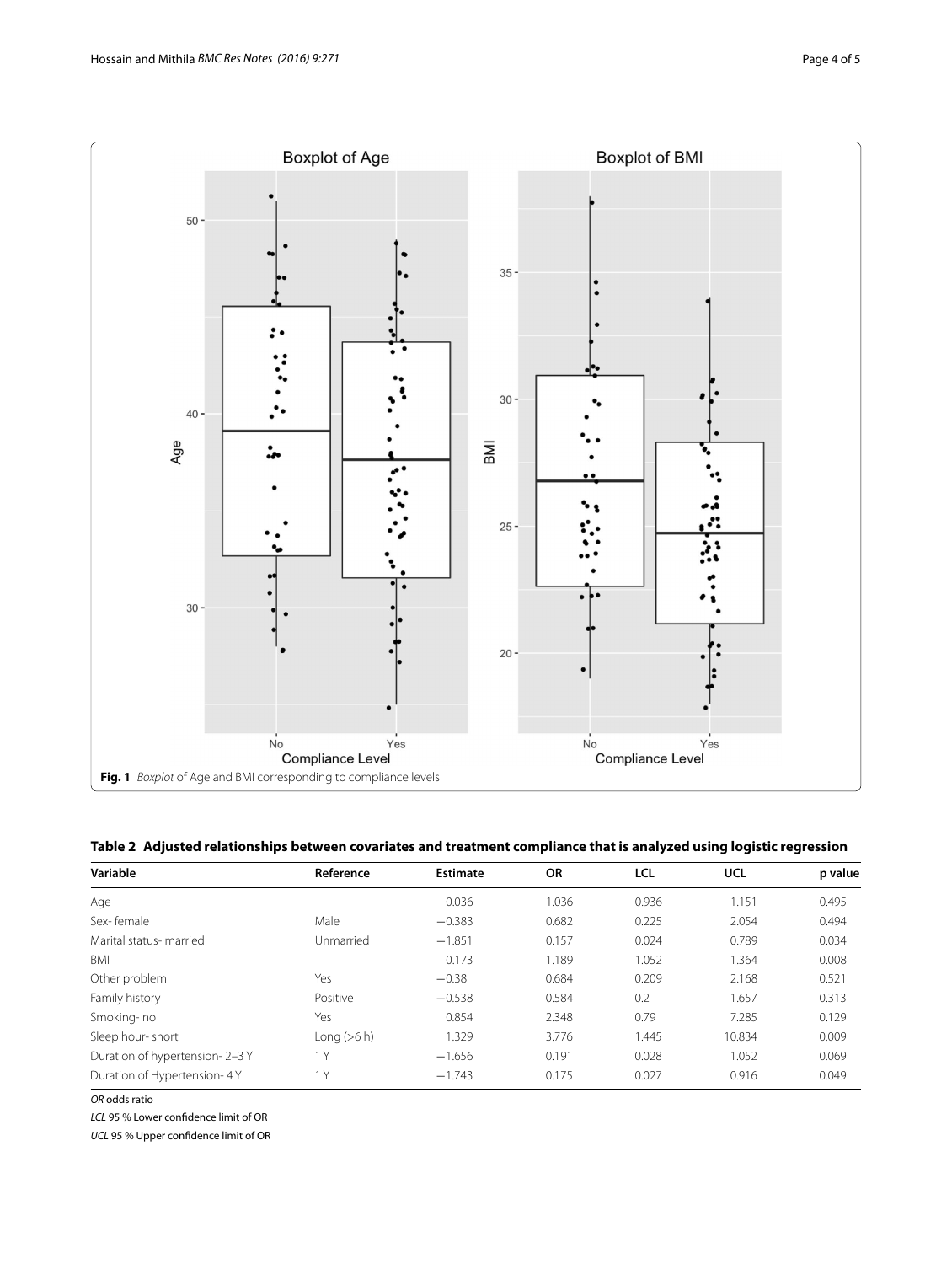Fig. 1 *Boxplot* of Age and BMI corresponding to compliance levels

**Table 2 Adjusted relationships between covariates and treatment compliance that is analyzed using logistic regression**

| Variable | Reference | Estimate | OR | LCL | UCL | p value |
|---|---|---|---|---|---|---|
| Age | | 0.036 | 1.036 | 0.936 | 1.151 | 0.495 |
| Sex- female | Male | −0.383 | 0.682 | 0.225 | 2.054 | 0.494 |
| Marital status- married | Unmarried | −1.851 | 0.157 | 0.024 | 0.789 | 0.034 |
| BMI | | 0.173 | 1.189 | 1.052 | 1.364 | 0.008 |
| Other problem | Yes | −0.38 | 0.684 | 0.209 | 2.168 | 0.521 |
| Family history | Positive | −0.538 | 0.584 | 0.2 | 1.657 | 0.313 |
| Smoking- no | Yes | 0.854 | 2.348 | 0.79 | 7.285 | 0.129 |
| Sleep hour- short | Long (>6 h) | 1.329 | 3.776 | 1.445 | 10.834 | 0.009 |
| Duration of hypertension- 2–3 Y | 1 Y | −1.656 | 0.191 | 0.028 | 1.052 | 0.069 |
| Duration of Hypertension- 4 Y | 1 Y | −1.743 | 0.175 | 0.027 | 0.916 | 0.049 |

*OR* odds ratio

*LCL* 95 % Lower confidence limit of OR

*UCL* 95 % Upper confidence limit of OR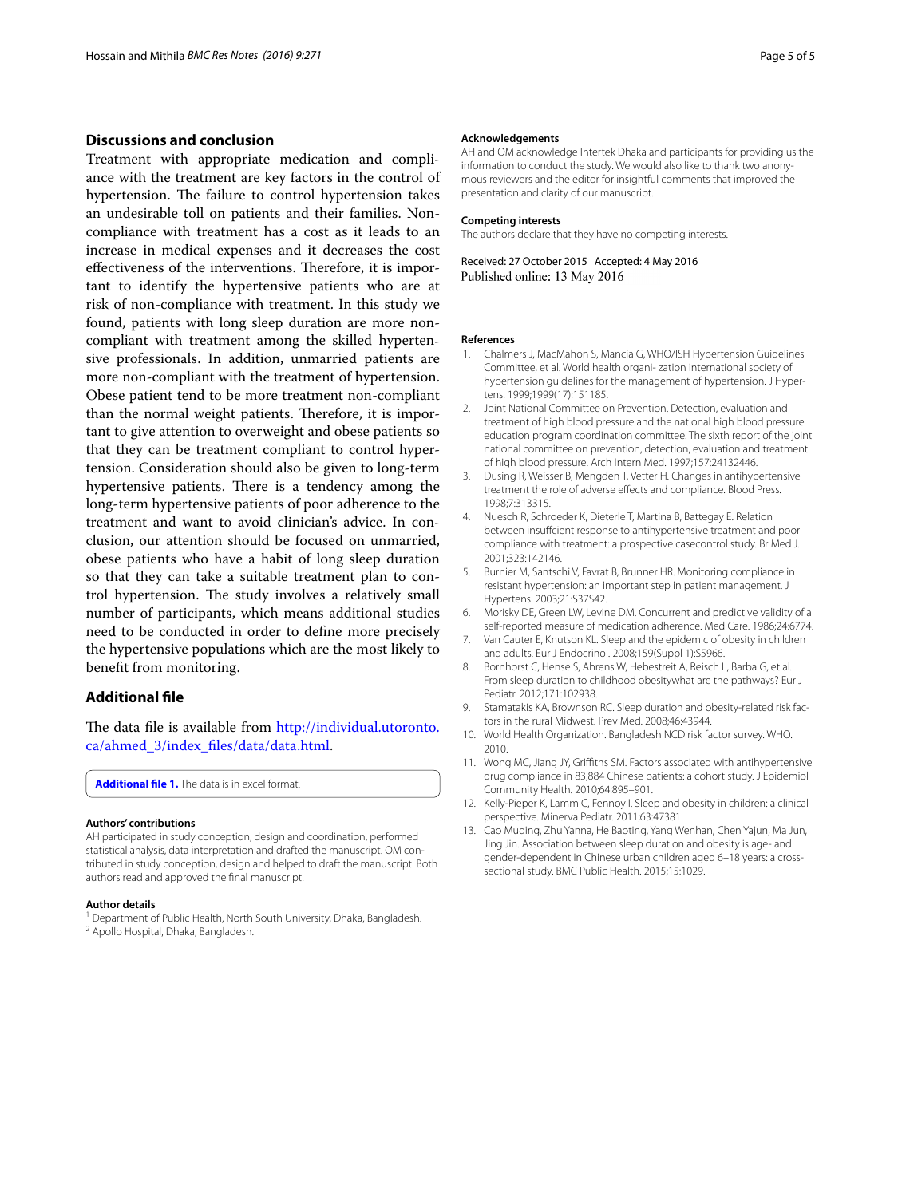## Discussions and conclusion

Treatment with appropriate medication and compliance with the treatment are key factors in the control of hypertension. The failure to control hypertension takes an undesirable toll on patients and their families. Non-compliance with treatment has a cost as it leads to an increase in medical expenses and it decreases the cost effectiveness of the interventions. Therefore, it is important to identify the hypertensive patients who are at risk of non-compliance with treatment. In this study we found, patients with long sleep duration are more non-compliant with treatment among the skilled hypertensive professionals. In addition, unmarried patients are more non-compliant with the treatment of hypertension. Obese patient tend to be more treatment non-compliant than the normal weight patients. Therefore, it is important to give attention to overweight and obese patients so that they can be treatment compliant to control hypertension. Consideration should also be given to long-term hypertensive patients. There is a tendency among the long-term hypertensive patients of poor adherence to the treatment and want to avoid clinician's advice. In conclusion, our attention should be focused on unmarried, obese patients who have a habit of long sleep duration so that they can take a suitable treatment plan to control hypertension. The study involves a relatively small number of participants, which means additional studies need to be conducted in order to define more precisely the hypertensive populations which are the most likely to benefit from monitoring.

## Additional file

The data file is available from http://individual.utoronto.ca/ahmed_3/index_files/data/data.html.

**Additional file 1.** The data is in excel format.

### Authors' contributions

AH participated in study conception, design and coordination, performed statistical analysis, data interpretation and drafted the manuscript. OM contributed in study conception, design and helped to draft the manuscript. Both authors read and approved the final manuscript.

### Author details

[1] Department of Public Health, North South University, Dhaka, Bangladesh.
[2] Apollo Hospital, Dhaka, Bangladesh.

### Acknowledgements

AH and OM acknowledge Intertek Dhaka and participants for providing us the information to conduct the study. We would also like to thank two anonymous reviewers and the editor for insightful comments that improved the presentation and clarity of our manuscript.

### Competing interests

The authors declare that they have no competing interests.

Received: 27 October 2015 Accepted: 4 May 2016
Published online: 13 May 2016

### References

1. Chalmers J, MacMahon S, Mancia G, WHO/ISH Hypertension Guidelines Committee, et al. World health organi- zation international society of hypertension guidelines for the management of hypertension. J Hypertens. 1999;1999(17):151185.
2. Joint National Committee on Prevention. Detection, evaluation and treatment of high blood pressure and the national high blood pressure education program coordination committee. The sixth report of the joint national committee on prevention, detection, evaluation and treatment of high blood pressure. Arch Intern Med. 1997;157:24132446.
3. Dusing R, Weisser B, Mengden T, Vetter H. Changes in antihypertensive treatment the role of adverse effects and compliance. Blood Press. 1998;7:313315.
4. Nuesch R, Schroeder K, Dieterle T, Martina B, Battegay E. Relation between insuffcient response to antihypertensive treatment and poor compliance with treatment: a prospective casecontrol study. Br Med J. 2001;323:142146.
5. Burnier M, Santschi V, Favrat B, Brunner HR. Monitoring compliance in resistant hypertension: an important step in patient management. J Hypertens. 2003;21:S37S42.
6. Morisky DE, Green LW, Levine DM. Concurrent and predictive validity of a self-reported measure of medication adherence. Med Care. 1986;24:6774.
7. Van Cauter E, Knutson KL. Sleep and the epidemic of obesity in children and adults. Eur J Endocrinol. 2008;159(Suppl 1):S5966.
8. Bornhorst C, Hense S, Ahrens W, Hebestreit A, Reisch L, Barba G, et al. From sleep duration to childhood obesitywhat are the pathways? Eur J Pediatr. 2012;171:102938.
9. Stamatakis KA, Brownson RC. Sleep duration and obesity-related risk factors in the rural Midwest. Prev Med. 2008;46:43944.
10. World Health Organization. Bangladesh NCD risk factor survey. WHO. 2010.
11. Wong MC, Jiang JY, Griffiths SM. Factors associated with antihypertensive drug compliance in 83,884 Chinese patients: a cohort study. J Epidemiol Community Health. 2010;64:895–901.
12. Kelly-Pieper K, Lamm C, Fennoy I. Sleep and obesity in children: a clinical perspective. Minerva Pediatr. 2011;63:47381.
13. Cao Muqing, Zhu Yanna, He Baoting, Yang Wenhan, Chen Yajun, Ma Jun, Jing Jin. Association between sleep duration and obesity is age- and gender-dependent in Chinese urban children aged 6–18 years: a cross-sectional study. BMC Public Health. 2015;15:1029.